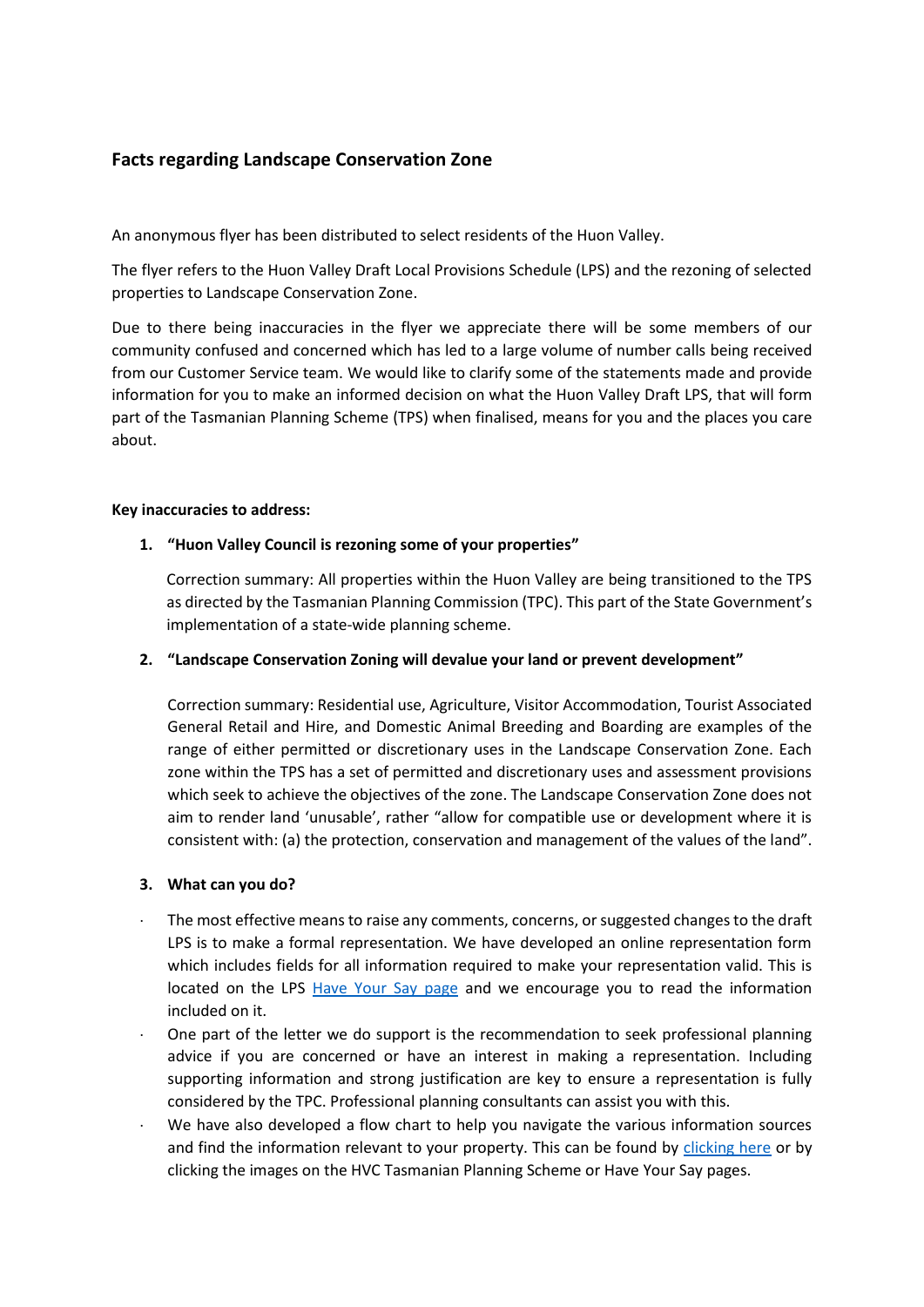## Facts regarding Landscape Conservation Zone

An anonymous flyer has been distributed to select residents of the Huon Valley.

The flyer refers to the Huon Valley Draft Local Provisions Schedule (LPS) and the rezoning of selected properties to Landscape Conservation Zone.

Due to there being inaccuracies in the flyer we appreciate there will be some members of our community confused and concerned which has led to a large volume of number calls being received from our Customer Service team. We would like to clarify some of the statements made and provide information for you to make an informed decision on what the Huon Valley Draft LPS, that will form part of the Tasmanian Planning Scheme (TPS) when finalised, means for you and the places you care about.

**Key inaccuracies to address:**

1. **"Huon Valley Council is rezoning some of your properties"**

   Correction summary: All properties within the Huon Valley are being transitioned to the TPS as directed by the Tasmanian Planning Commission (TPC). This part of the State Government's implementation of a state-wide planning scheme.

2. **"Landscape Conservation Zoning will devalue your land or prevent development"**

   Correction summary: Residential use, Agriculture, Visitor Accommodation, Tourist Associated General Retail and Hire, and Domestic Animal Breeding and Boarding are examples of the range of either permitted or discretionary uses in the Landscape Conservation Zone. Each zone within the TPS has a set of permitted and discretionary uses and assessment provisions which seek to achieve the objectives of the zone. The Landscape Conservation Zone does not aim to render land 'unusable', rather "allow for compatible use or development where it is consistent with: (a) the protection, conservation and management of the values of the land".

3. **What can you do?**

- The most effective means to raise any comments, concerns, or suggested changes to the draft LPS is to make a formal representation. We have developed an online representation form which includes fields for all information required to make your representation valid. This is located on the LPS [Have Your Say page]() and we encourage you to read the information included on it.
- One part of the letter we do support is the recommendation to seek professional planning advice if you are concerned or have an interest in making a representation. Including supporting information and strong justification are key to ensure a representation is fully considered by the TPC. Professional planning consultants can assist you with this.
- We have also developed a flow chart to help you navigate the various information sources and find the information relevant to your property. This can be found by [clicking here]() or by clicking the images on the HVC Tasmanian Planning Scheme or Have Your Say pages.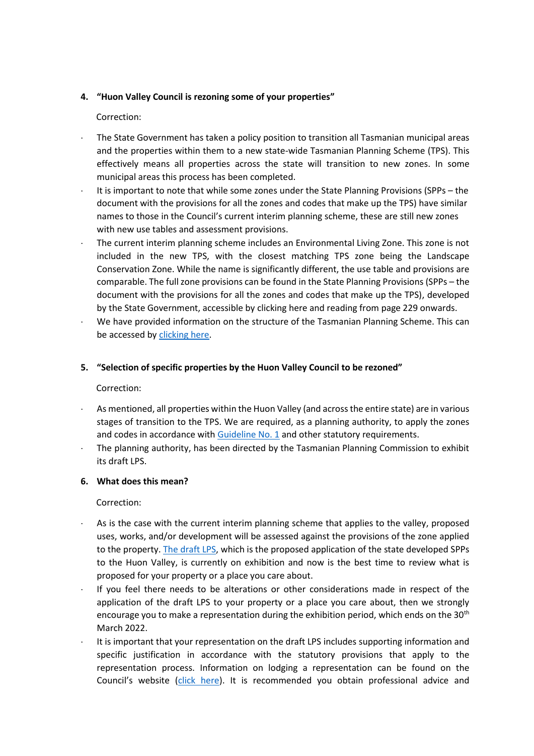**4. "Huon Valley Council is rezoning some of your properties"**

Correction:

- The State Government has taken a policy position to transition all Tasmanian municipal areas and the properties within them to a new state-wide Tasmanian Planning Scheme (TPS). This effectively means all properties across the state will transition to new zones. In some municipal areas this process has been completed.
- It is important to note that while some zones under the State Planning Provisions (SPPs – the document with the provisions for all the zones and codes that make up the TPS) have similar names to those in the Council's current interim planning scheme, these are still new zones with new use tables and assessment provisions.
- The current interim planning scheme includes an Environmental Living Zone. This zone is not included in the new TPS, with the closest matching TPS zone being the Landscape Conservation Zone. While the name is significantly different, the use table and provisions are comparable. The full zone provisions can be found in the State Planning Provisions (SPPs – the document with the provisions for all the zones and codes that make up the TPS), developed by the State Government, accessible by clicking here and reading from page 229 onwards.
- We have provided information on the structure of the Tasmanian Planning Scheme. This can be accessed by clicking here.

**5. "Selection of specific properties by the Huon Valley Council to be rezoned"**

Correction:

- As mentioned, all properties within the Huon Valley (and across the entire state) are in various stages of transition to the TPS. We are required, as a planning authority, to apply the zones and codes in accordance with Guideline No. 1 and other statutory requirements.
- The planning authority, has been directed by the Tasmanian Planning Commission to exhibit its draft LPS.

**6. What does this mean?**

Correction:

- As is the case with the current interim planning scheme that applies to the valley, proposed uses, works, and/or development will be assessed against the provisions of the zone applied to the property. The draft LPS, which is the proposed application of the state developed SPPs to the Huon Valley, is currently on exhibition and now is the best time to review what is proposed for your property or a place you care about.
- If you feel there needs to be alterations or other considerations made in respect of the application of the draft LPS to your property or a place you care about, then we strongly encourage you to make a representation during the exhibition period, which ends on the 30th March 2022.
- It is important that your representation on the draft LPS includes supporting information and specific justification in accordance with the statutory provisions that apply to the representation process. Information on lodging a representation can be found on the Council's website (click here). It is recommended you obtain professional advice and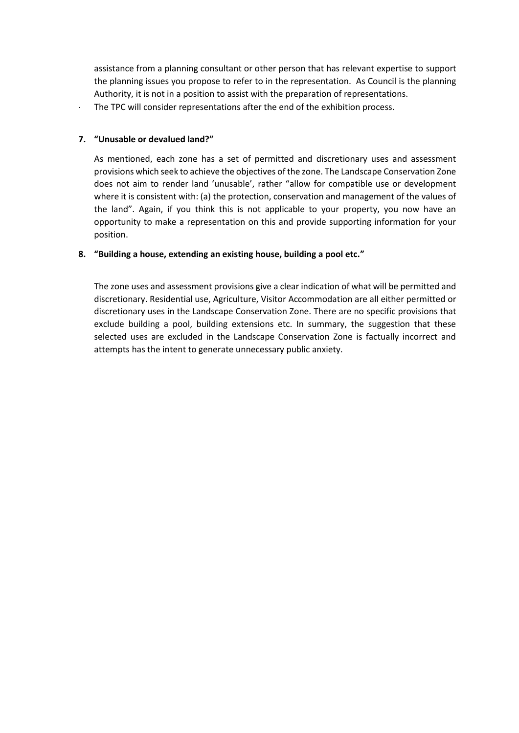assistance from a planning consultant or other person that has relevant expertise to support the planning issues you propose to refer to in the representation. As Council is the planning Authority, it is not in a position to assist with the preparation of representations.

- The TPC will consider representations after the end of the exhibition process.

**7. "Unusable or devalued land?"**

As mentioned, each zone has a set of permitted and discretionary uses and assessment provisions which seek to achieve the objectives of the zone. The Landscape Conservation Zone does not aim to render land 'unusable', rather "allow for compatible use or development where it is consistent with: (a) the protection, conservation and management of the values of the land". Again, if you think this is not applicable to your property, you now have an opportunity to make a representation on this and provide supporting information for your position.

**8. "Building a house, extending an existing house, building a pool etc."**

The zone uses and assessment provisions give a clear indication of what will be permitted and discretionary. Residential use, Agriculture, Visitor Accommodation are all either permitted or discretionary uses in the Landscape Conservation Zone. There are no specific provisions that exclude building a pool, building extensions etc. In summary, the suggestion that these selected uses are excluded in the Landscape Conservation Zone is factually incorrect and attempts has the intent to generate unnecessary public anxiety.